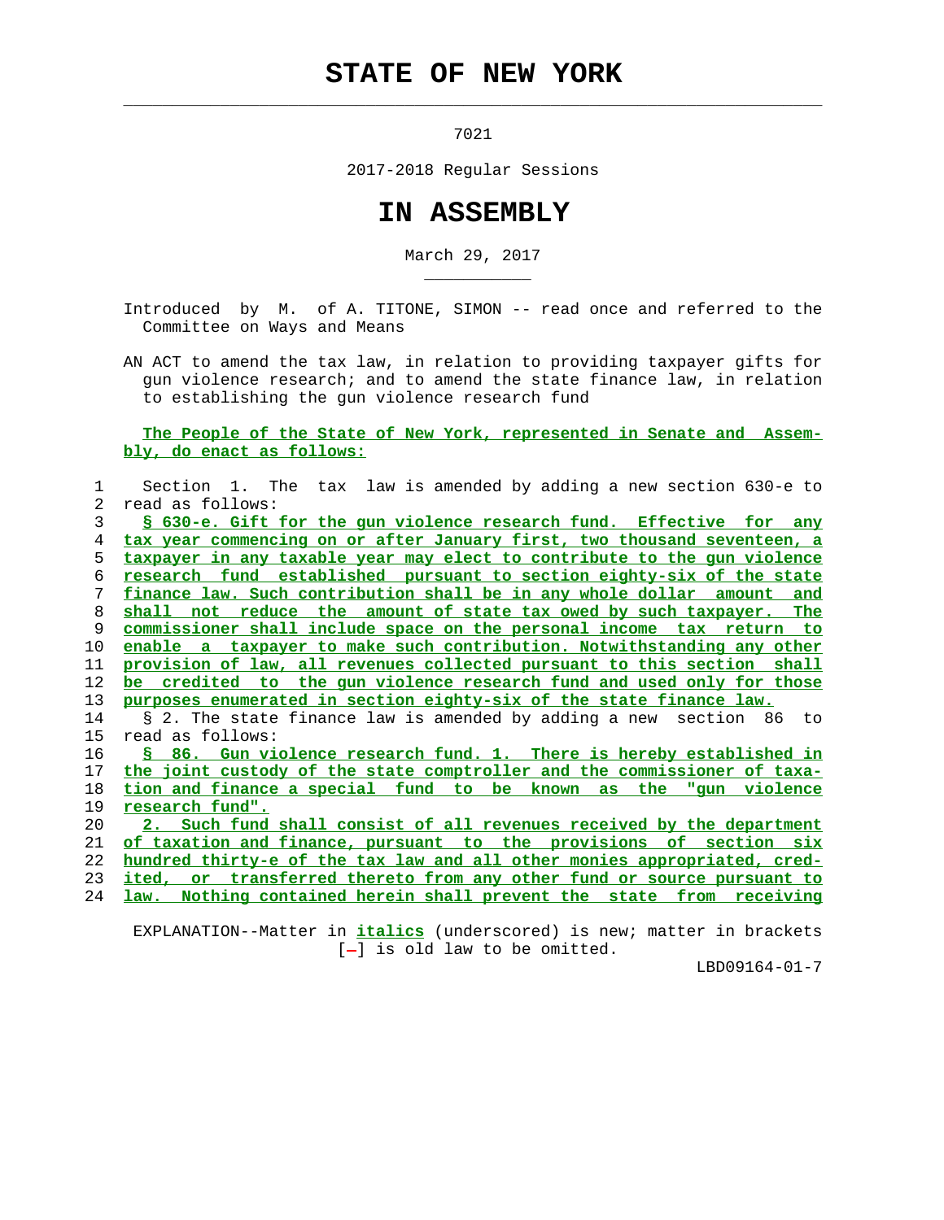# STATE OF NEW YORK

7021

2017-2018 Regular Sessions

# IN ASSEMBLY

March 29, 2017

Introduced by M. of A. TITONE, SIMON -- read once and referred to the Committee on Ways and Means

AN ACT to amend the tax law, in relation to providing taxpayer gifts for gun violence research; and to amend the state finance law, in relation to establishing the gun violence research fund

**The People of the State of New York, represented in Senate and Assembly, do enact as follows:**

Section 1. The tax law is amended by adding a new section 630-e to read as follows:

**§ 630-e. Gift for the gun violence research fund. Effective for any tax year commencing on or after January first, two thousand seventeen, a taxpayer in any taxable year may elect to contribute to the gun violence research fund established pursuant to section eighty-six of the state finance law. Such contribution shall be in any whole dollar amount and shall not reduce the amount of state tax owed by such taxpayer. The commissioner shall include space on the personal income tax return to enable a taxpayer to make such contribution. Notwithstanding any other provision of law, all revenues collected pursuant to this section shall be credited to the gun violence research fund and used only for those purposes enumerated in section eighty-six of the state finance law.**

§ 2. The state finance law is amended by adding a new section 86 to read as follows:

**§ 86. Gun violence research fund. 1. There is hereby established in the joint custody of the state comptroller and the commissioner of taxation and finance a special fund to be known as the "gun violence research fund".**

**2. Such fund shall consist of all revenues received by the department of taxation and finance, pursuant to the provisions of section six hundred thirty-e of the tax law and all other monies appropriated, credited, or transferred thereto from any other fund or source pursuant to law. Nothing contained herein shall prevent the state from receiving**

EXPLANATION--Matter in ***italics*** (underscored) is new; matter in brackets [-] is old law to be omitted.

LBD09164-01-7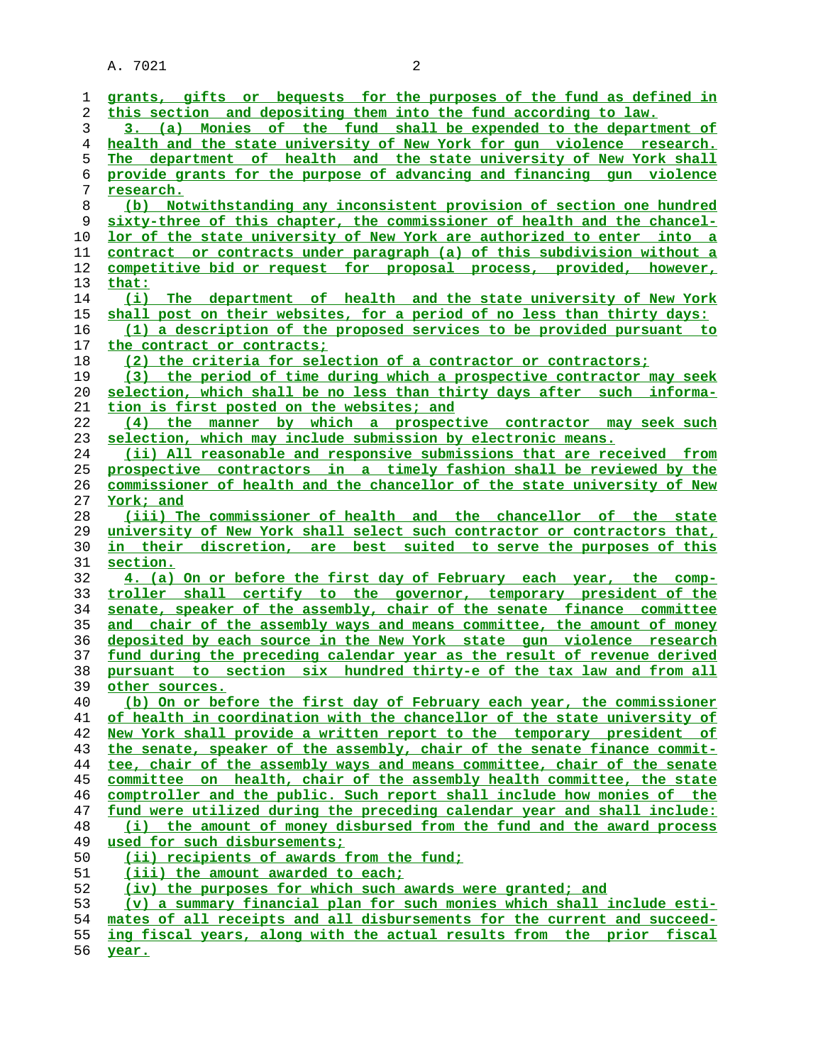grants, gifts or bequests for the purposes of the fund as defined in this section and depositing them into the fund according to law.

3. (a) Monies of the fund shall be expended to the department of health and the state university of New York for gun violence research. The department of health and the state university of New York shall provide grants for the purpose of advancing and financing gun violence research.

(b) Notwithstanding any inconsistent provision of section one hundred sixty-three of this chapter, the commissioner of health and the chancellor of the state university of New York are authorized to enter into a contract or contracts under paragraph (a) of this subdivision without a competitive bid or request for proposal process, provided, however, that:

(i) The department of health and the state university of New York shall post on their websites, for a period of no less than thirty days:

(1) a description of the proposed services to be provided pursuant to the contract or contracts;

(2) the criteria for selection of a contractor or contractors;

(3) the period of time during which a prospective contractor may seek selection, which shall be no less than thirty days after such information is first posted on the websites; and

(4) the manner by which a prospective contractor may seek such selection, which may include submission by electronic means.

(ii) All reasonable and responsive submissions that are received from prospective contractors in a timely fashion shall be reviewed by the commissioner of health and the chancellor of the state university of New York; and

(iii) The commissioner of health and the chancellor of the state university of New York shall select such contractor or contractors that, in their discretion, are best suited to serve the purposes of this section.

4. (a) On or before the first day of February each year, the comptroller shall certify to the governor, temporary president of the senate, speaker of the assembly, chair of the senate finance committee and chair of the assembly ways and means committee, the amount of money deposited by each source in the New York state gun violence research fund during the preceding calendar year as the result of revenue derived pursuant to section six hundred thirty-e of the tax law and from all other sources.

(b) On or before the first day of February each year, the commissioner of health in coordination with the chancellor of the state university of New York shall provide a written report to the temporary president of the senate, speaker of the assembly, chair of the senate finance committee, chair of the assembly ways and means committee, chair of the senate committee on health, chair of the assembly health committee, the state comptroller and the public. Such report shall include how monies of the fund were utilized during the preceding calendar year and shall include:

(i) the amount of money disbursed from the fund and the award process used for such disbursements;

(ii) recipients of awards from the fund;

(iii) the amount awarded to each;

(iv) the purposes for which such awards were granted; and

(v) a summary financial plan for such monies which shall include estimates of all receipts and all disbursements for the current and succeeding fiscal years, along with the actual results from the prior fiscal year.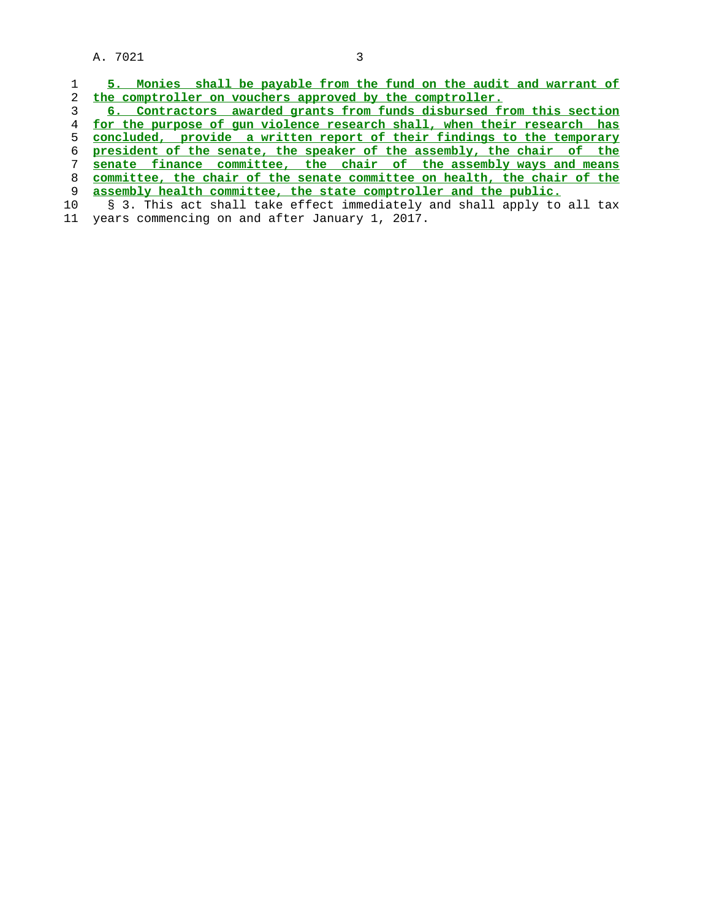5. Monies shall be payable from the fund on the audit and warrant of the comptroller on vouchers approved by the comptroller.

6. Contractors awarded grants from funds disbursed from this section for the purpose of gun violence research shall, when their research has concluded, provide a written report of their findings to the temporary president of the senate, the speaker of the assembly, the chair of the senate finance committee, the chair of the assembly ways and means committee, the chair of the senate committee on health, the chair of the assembly health committee, the state comptroller and the public.

§ 3. This act shall take effect immediately and shall apply to all tax years commencing on and after January 1, 2017.